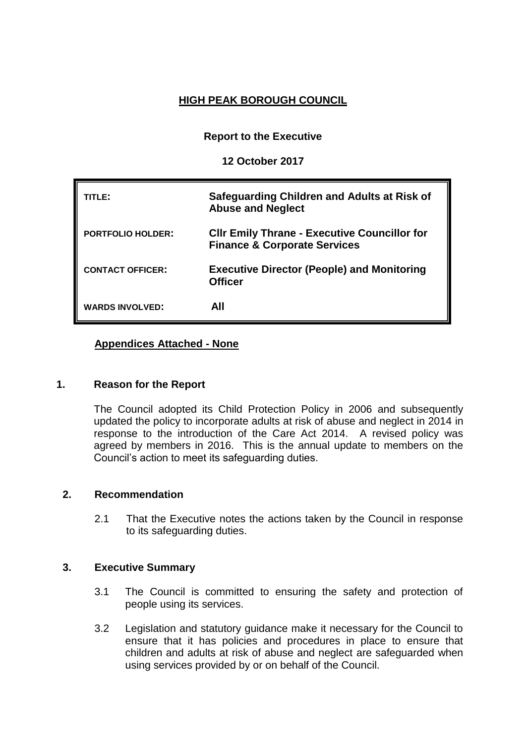# HIGH PEAK BOROUGH COUNCIL

**Report to the Executive**

**12 October 2017**

| | |
|---|---|
| **TITLE:** | **Safeguarding Children and Adults at Risk of Abuse and Neglect** |
| **PORTFOLIO HOLDER:** | **Cllr Emily Thrane - Executive Councillor for Finance & Corporate Services** |
| **CONTACT OFFICER:** | **Executive Director (People) and Monitoring Officer** |
| **WARDS INVOLVED:** | **All** |

**Appendices Attached - None**

## 1. Reason for the Report

The Council adopted its Child Protection Policy in 2006 and subsequently updated the policy to incorporate adults at risk of abuse and neglect in 2014 in response to the introduction of the Care Act 2014. A revised policy was agreed by members in 2016. This is the annual update to members on the Council's action to meet its safeguarding duties.

## 2. Recommendation

2.1 That the Executive notes the actions taken by the Council in response to its safeguarding duties.

## 3. Executive Summary

3.1 The Council is committed to ensuring the safety and protection of people using its services.

3.2 Legislation and statutory guidance make it necessary for the Council to ensure that it has policies and procedures in place to ensure that children and adults at risk of abuse and neglect are safeguarded when using services provided by or on behalf of the Council.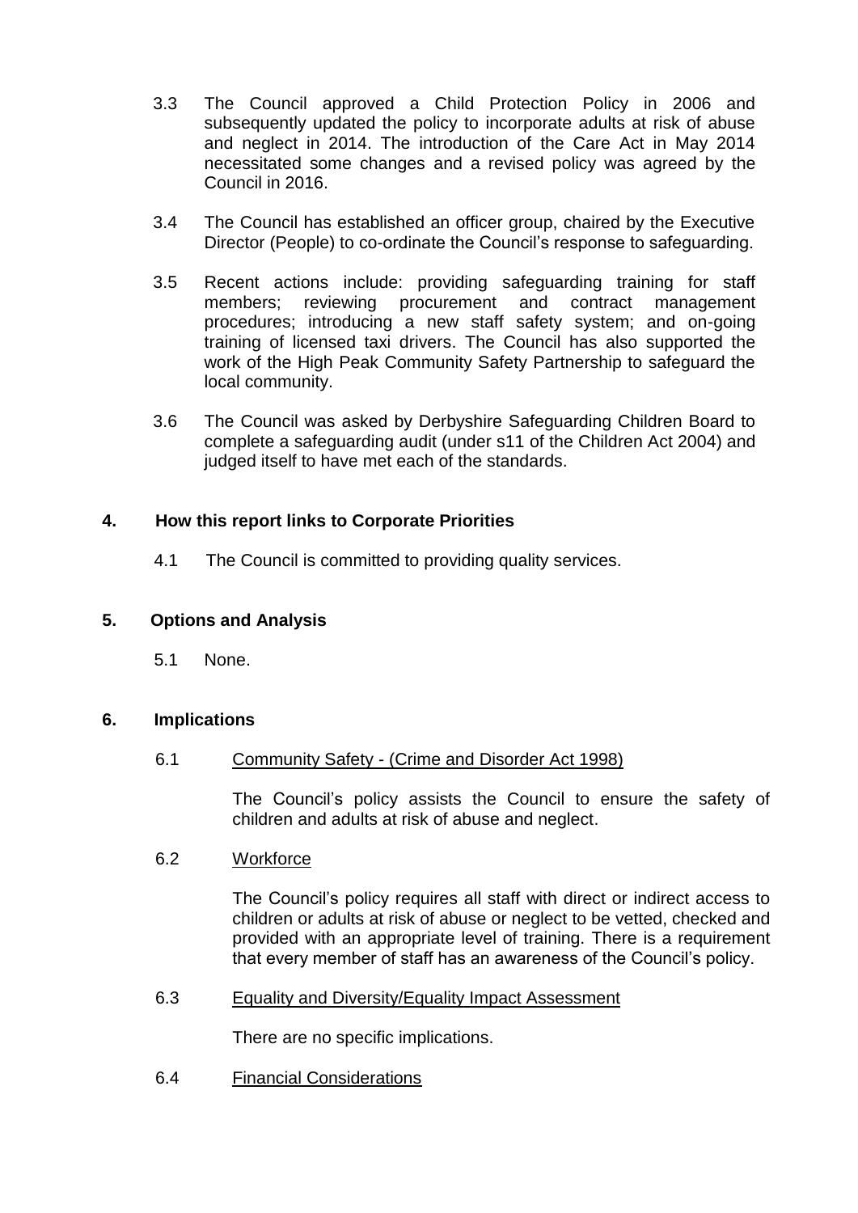3.3 The Council approved a Child Protection Policy in 2006 and subsequently updated the policy to incorporate adults at risk of abuse and neglect in 2014. The introduction of the Care Act in May 2014 necessitated some changes and a revised policy was agreed by the Council in 2016.

3.4 The Council has established an officer group, chaired by the Executive Director (People) to co-ordinate the Council's response to safeguarding.

3.5 Recent actions include: providing safeguarding training for staff members; reviewing procurement and contract management procedures; introducing a new staff safety system; and on-going training of licensed taxi drivers. The Council has also supported the work of the High Peak Community Safety Partnership to safeguard the local community.

3.6 The Council was asked by Derbyshire Safeguarding Children Board to complete a safeguarding audit (under s11 of the Children Act 2004) and judged itself to have met each of the standards.

## 4. How this report links to Corporate Priorities

4.1 The Council is committed to providing quality services.

## 5. Options and Analysis

5.1 None.

## 6. Implications

6.1 Community Safety - (Crime and Disorder Act 1998)

The Council's policy assists the Council to ensure the safety of children and adults at risk of abuse and neglect.

6.2 Workforce

The Council's policy requires all staff with direct or indirect access to children or adults at risk of abuse or neglect to be vetted, checked and provided with an appropriate level of training. There is a requirement that every member of staff has an awareness of the Council's policy.

6.3 Equality and Diversity/Equality Impact Assessment

There are no specific implications.

6.4 Financial Considerations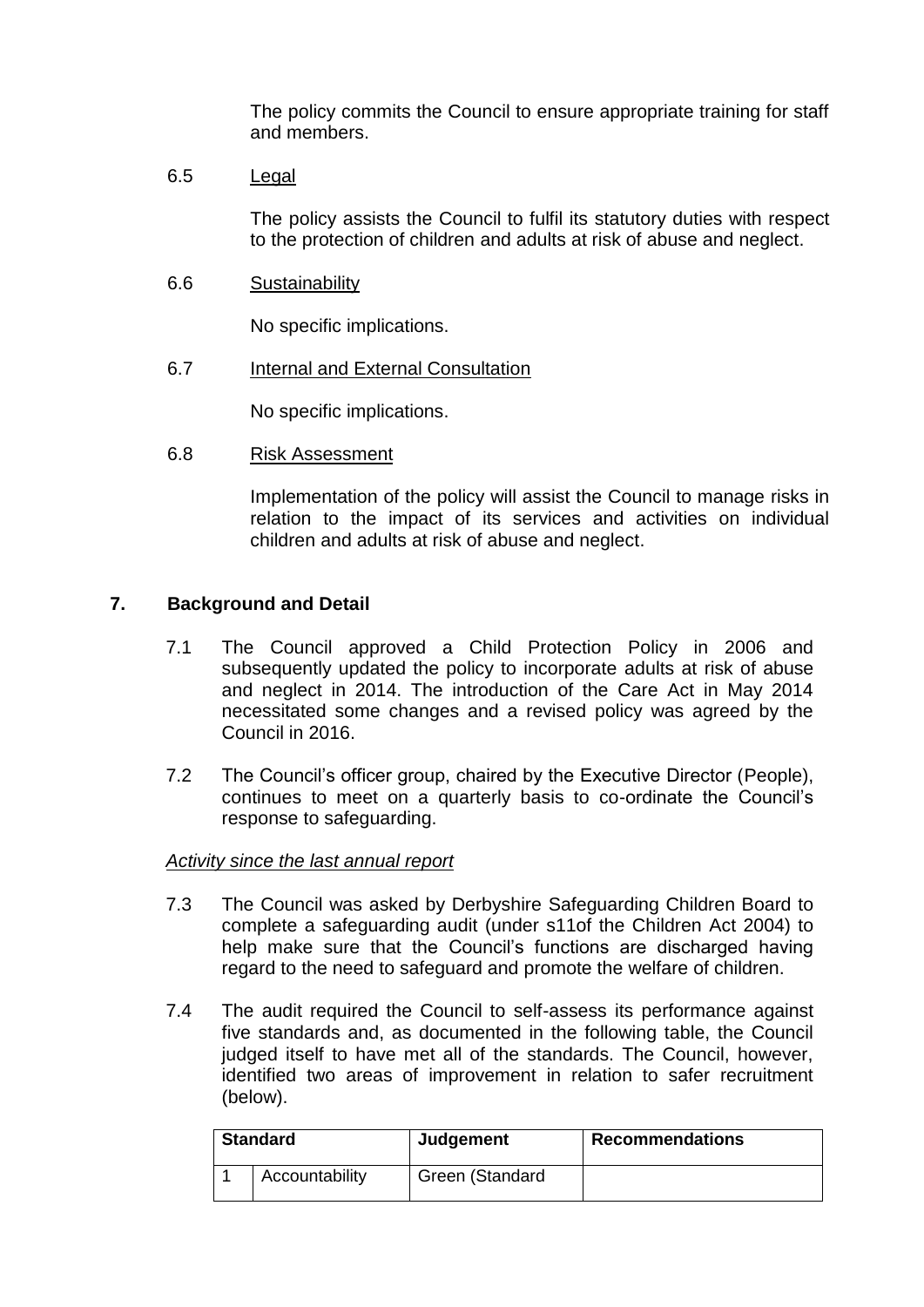The policy commits the Council to ensure appropriate training for staff and members.

6.5 Legal

The policy assists the Council to fulfil its statutory duties with respect to the protection of children and adults at risk of abuse and neglect.

6.6 Sustainability

No specific implications.

6.7 Internal and External Consultation

No specific implications.

6.8 Risk Assessment

Implementation of the policy will assist the Council to manage risks in relation to the impact of its services and activities on individual children and adults at risk of abuse and neglect.

## 7. Background and Detail

7.1 The Council approved a Child Protection Policy in 2006 and subsequently updated the policy to incorporate adults at risk of abuse and neglect in 2014. The introduction of the Care Act in May 2014 necessitated some changes and a revised policy was agreed by the Council in 2016.

7.2 The Council's officer group, chaired by the Executive Director (People), continues to meet on a quarterly basis to co-ordinate the Council's response to safeguarding.

*Activity since the last annual report*

7.3 The Council was asked by Derbyshire Safeguarding Children Board to complete a safeguarding audit (under s11of the Children Act 2004) to help make sure that the Council's functions are discharged having regard to the need to safeguard and promote the welfare of children.

7.4 The audit required the Council to self-assess its performance against five standards and, as documented in the following table, the Council judged itself to have met all of the standards. The Council, however, identified two areas of improvement in relation to safer recruitment (below).

| Standard | | Judgement | Recommendations |
|---|---|---|---|
| 1 | Accountability | Green (Standard | |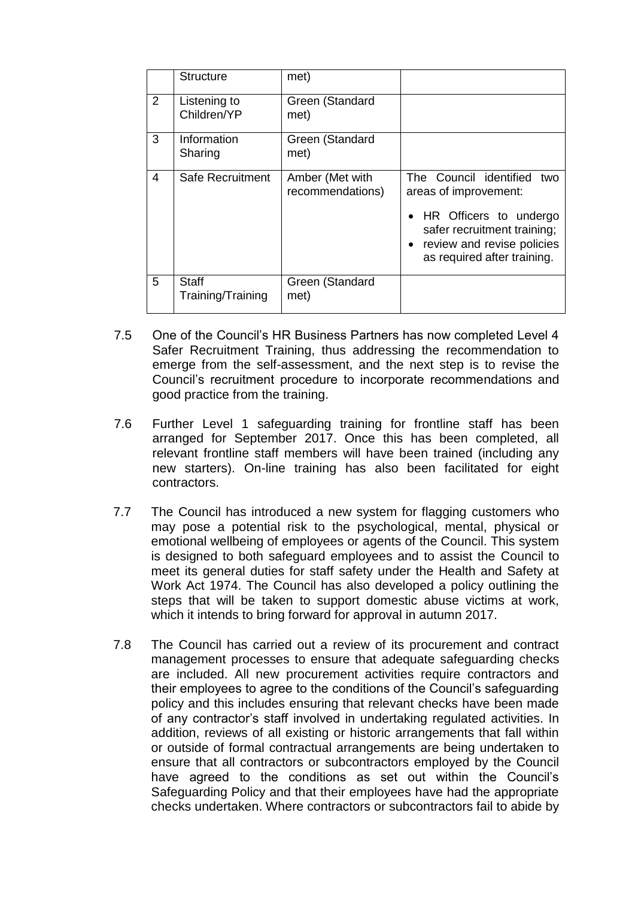| | Structure | met) | |
|---|---|---|---|
| 2 | Listening to Children/YP | Green (Standard met) | |
| 3 | Information Sharing | Green (Standard met) | |
| 4 | Safe Recruitment | Amber (Met with recommendations) | The Council identified two areas of improvement:<br>• HR Officers to undergo safer recruitment training;<br>• review and revise policies as required after training. |
| 5 | Staff Training/Training | Green (Standard met) | |

7.5 One of the Council's HR Business Partners has now completed Level 4 Safer Recruitment Training, thus addressing the recommendation to emerge from the self-assessment, and the next step is to revise the Council's recruitment procedure to incorporate recommendations and good practice from the training.

7.6 Further Level 1 safeguarding training for frontline staff has been arranged for September 2017. Once this has been completed, all relevant frontline staff members will have been trained (including any new starters). On-line training has also been facilitated for eight contractors.

7.7 The Council has introduced a new system for flagging customers who may pose a potential risk to the psychological, mental, physical or emotional wellbeing of employees or agents of the Council. This system is designed to both safeguard employees and to assist the Council to meet its general duties for staff safety under the Health and Safety at Work Act 1974. The Council has also developed a policy outlining the steps that will be taken to support domestic abuse victims at work, which it intends to bring forward for approval in autumn 2017.

7.8 The Council has carried out a review of its procurement and contract management processes to ensure that adequate safeguarding checks are included. All new procurement activities require contractors and their employees to agree to the conditions of the Council's safeguarding policy and this includes ensuring that relevant checks have been made of any contractor's staff involved in undertaking regulated activities. In addition, reviews of all existing or historic arrangements that fall within or outside of formal contractual arrangements are being undertaken to ensure that all contractors or subcontractors employed by the Council have agreed to the conditions as set out within the Council's Safeguarding Policy and that their employees have had the appropriate checks undertaken. Where contractors or subcontractors fail to abide by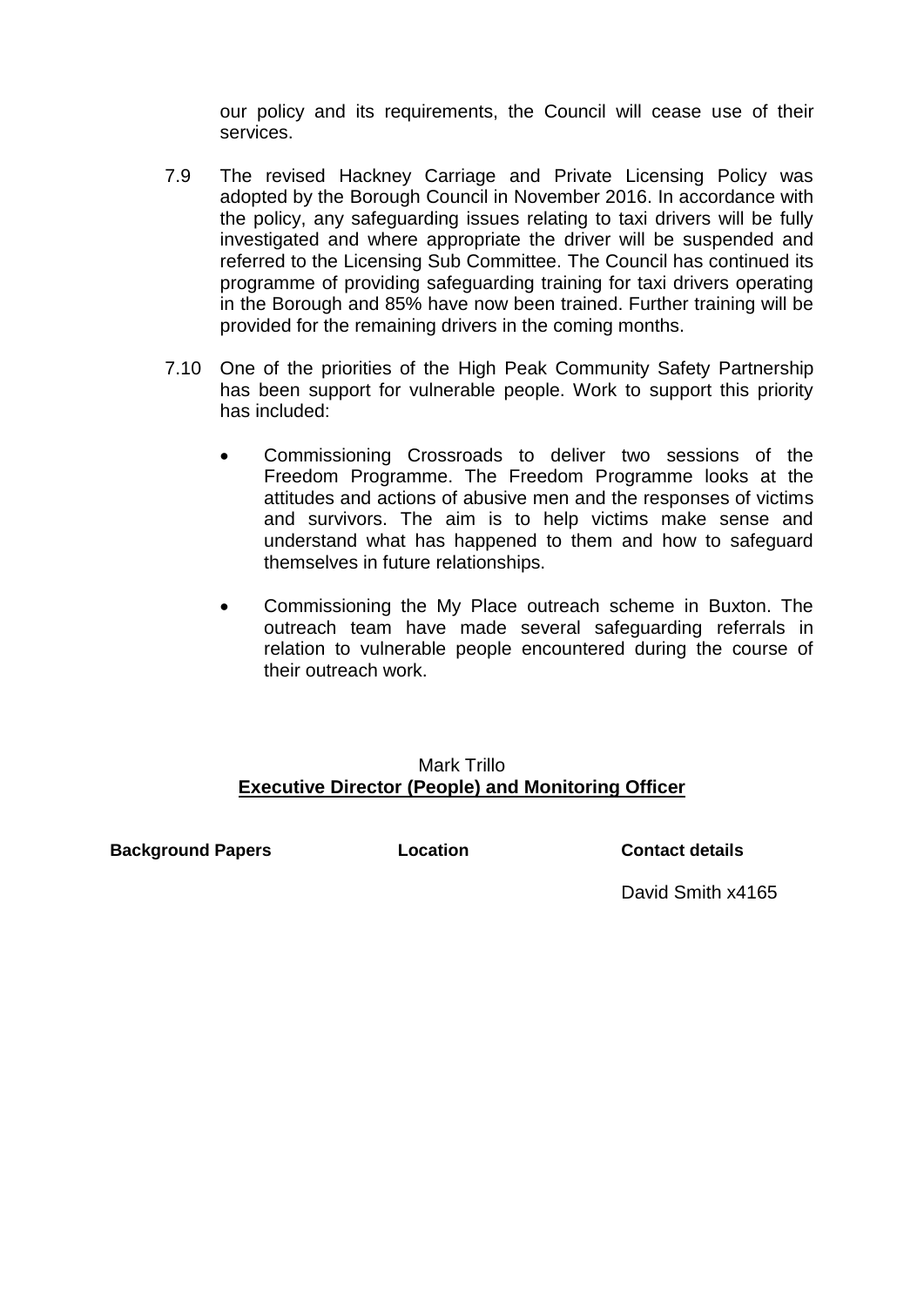our policy and its requirements, the Council will cease use of their services.

7.9 The revised Hackney Carriage and Private Licensing Policy was adopted by the Borough Council in November 2016. In accordance with the policy, any safeguarding issues relating to taxi drivers will be fully investigated and where appropriate the driver will be suspended and referred to the Licensing Sub Committee. The Council has continued its programme of providing safeguarding training for taxi drivers operating in the Borough and 85% have now been trained. Further training will be provided for the remaining drivers in the coming months.

7.10 One of the priorities of the High Peak Community Safety Partnership has been support for vulnerable people. Work to support this priority has included:

- Commissioning Crossroads to deliver two sessions of the Freedom Programme. The Freedom Programme looks at the attitudes and actions of abusive men and the responses of victims and survivors. The aim is to help victims make sense and understand what has happened to them and how to safeguard themselves in future relationships.

- Commissioning the My Place outreach scheme in Buxton. The outreach team have made several safeguarding referrals in relation to vulnerable people encountered during the course of their outreach work.

Mark Trillo
**Executive Director (People) and Monitoring Officer**

| **Background Papers** | **Location** | **Contact details** |
| --- | --- | --- |
| | | David Smith x4165 |